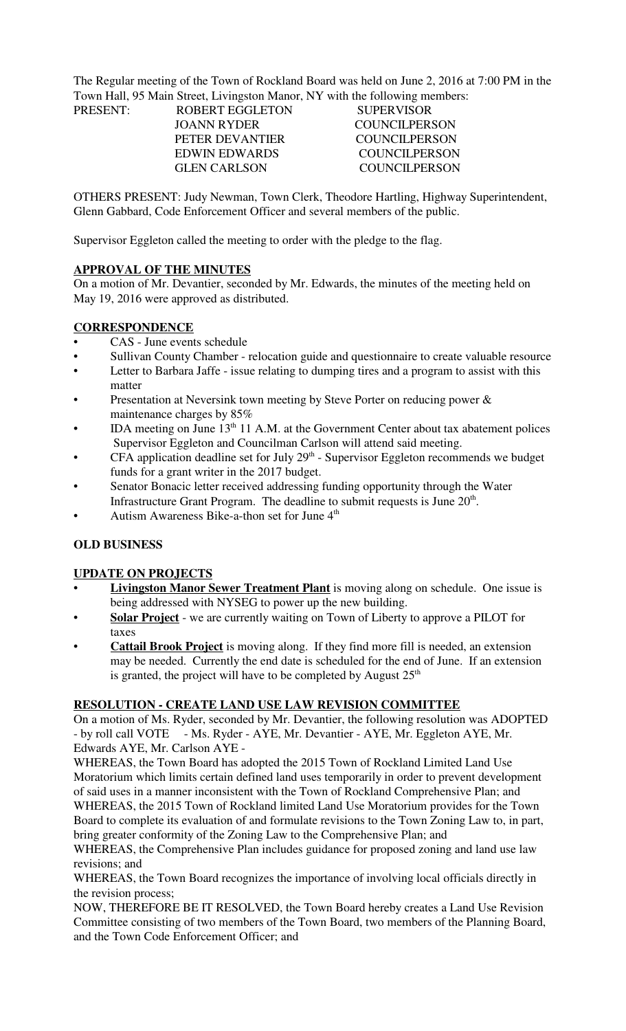The Regular meeting of the Town of Rockland Board was held on June 2, 2016 at 7:00 PM in the Town Hall, 95 Main Street, Livingston Manor, NY with the following members:

| PRESENT: | ROBERT EGGLETON | SUPERVISOR |
|---|---|---|
| | JOANN RYDER | COUNCILPERSON |
| | PETER DEVANTIER | COUNCILPERSON |
| | EDWIN EDWARDS | COUNCILPERSON |
| | GLEN CARLSON | COUNCILPERSON |

OTHERS PRESENT: Judy Newman, Town Clerk, Theodore Hartling, Highway Superintendent, Glenn Gabbard, Code Enforcement Officer and several members of the public.

Supervisor Eggleton called the meeting to order with the pledge to the flag.

**APPROVAL OF THE MINUTES**

On a motion of Mr. Devantier, seconded by Mr. Edwards, the minutes of the meeting held on May 19, 2016 were approved as distributed.

**CORRESPONDENCE**

- CAS - June events schedule
- Sullivan County Chamber - relocation guide and questionnaire to create valuable resource
- Letter to Barbara Jaffe - issue relating to dumping tires and a program to assist with this matter
- Presentation at Neversink town meeting by Steve Porter on reducing power & maintenance charges by 85%
- IDA meeting on June 13th 11 A.M. at the Government Center about tax abatement polices Supervisor Eggleton and Councilman Carlson will attend said meeting.
- CFA application deadline set for July 29th - Supervisor Eggleton recommends we budget funds for a grant writer in the 2017 budget.
- Senator Bonacic letter received addressing funding opportunity through the Water Infrastructure Grant Program. The deadline to submit requests is June 20th.
- Autism Awareness Bike-a-thon set for June 4th

**OLD BUSINESS**

**UPDATE ON PROJECTS**

- **Livingston Manor Sewer Treatment Plant** is moving along on schedule. One issue is being addressed with NYSEG to power up the new building.
- **Solar Project** - we are currently waiting on Town of Liberty to approve a PILOT for taxes
- **Cattail Brook Project** is moving along. If they find more fill is needed, an extension may be needed. Currently the end date is scheduled for the end of June. If an extension is granted, the project will have to be completed by August 25th

**RESOLUTION - CREATE LAND USE LAW REVISION COMMITTEE**

On a motion of Ms. Ryder, seconded by Mr. Devantier, the following resolution was ADOPTED - by roll call VOTE - Ms. Ryder - AYE, Mr. Devantier - AYE, Mr. Eggleton AYE, Mr. Edwards AYE, Mr. Carlson AYE -

WHEREAS, the Town Board has adopted the 2015 Town of Rockland Limited Land Use Moratorium which limits certain defined land uses temporarily in order to prevent development of said uses in a manner inconsistent with the Town of Rockland Comprehensive Plan; and

WHEREAS, the 2015 Town of Rockland limited Land Use Moratorium provides for the Town Board to complete its evaluation of and formulate revisions to the Town Zoning Law to, in part, bring greater conformity of the Zoning Law to the Comprehensive Plan; and

WHEREAS, the Comprehensive Plan includes guidance for proposed zoning and land use law revisions; and

WHEREAS, the Town Board recognizes the importance of involving local officials directly in the revision process;

NOW, THEREFORE BE IT RESOLVED, the Town Board hereby creates a Land Use Revision Committee consisting of two members of the Town Board, two members of the Planning Board, and the Town Code Enforcement Officer; and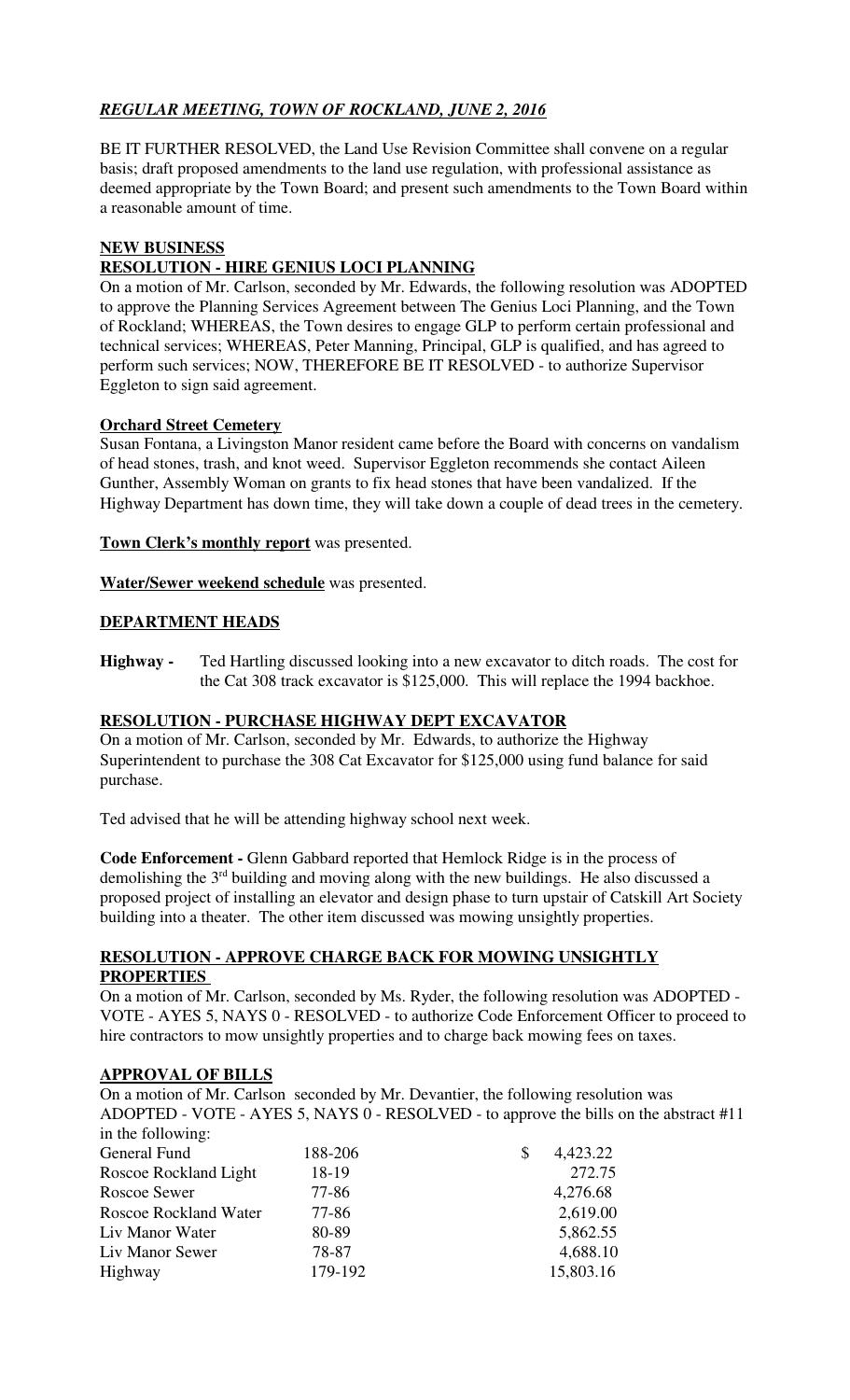***REGULAR MEETING, TOWN OF ROCKLAND, JUNE 2, 2016***

BE IT FURTHER RESOLVED, the Land Use Revision Committee shall convene on a regular basis; draft proposed amendments to the land use regulation, with professional assistance as deemed appropriate by the Town Board; and present such amendments to the Town Board within a reasonable amount of time.

**NEW BUSINESS**

**RESOLUTION - HIRE GENIUS LOCI PLANNING**

On a motion of Mr. Carlson, seconded by Mr. Edwards, the following resolution was ADOPTED to approve the Planning Services Agreement between The Genius Loci Planning, and the Town of Rockland; WHEREAS, the Town desires to engage GLP to perform certain professional and technical services; WHEREAS, Peter Manning, Principal, GLP is qualified, and has agreed to perform such services; NOW, THEREFORE BE IT RESOLVED - to authorize Supervisor Eggleton to sign said agreement.

**Orchard Street Cemetery**

Susan Fontana, a Livingston Manor resident came before the Board with concerns on vandalism of head stones, trash, and knot weed. Supervisor Eggleton recommends she contact Aileen Gunther, Assembly Woman on grants to fix head stones that have been vandalized. If the Highway Department has down time, they will take down a couple of dead trees in the cemetery.

**Town Clerk's monthly report** was presented.

**Water/Sewer weekend schedule** was presented.

**DEPARTMENT HEADS**

**Highway -** Ted Hartling discussed looking into a new excavator to ditch roads. The cost for the Cat 308 track excavator is $125,000. This will replace the 1994 backhoe.

**RESOLUTION - PURCHASE HIGHWAY DEPT EXCAVATOR**

On a motion of Mr. Carlson, seconded by Mr. Edwards, to authorize the Highway Superintendent to purchase the 308 Cat Excavator for $125,000 using fund balance for said purchase.

Ted advised that he will be attending highway school next week.

**Code Enforcement -** Glenn Gabbard reported that Hemlock Ridge is in the process of demolishing the 3rd building and moving along with the new buildings. He also discussed a proposed project of installing an elevator and design phase to turn upstair of Catskill Art Society building into a theater. The other item discussed was mowing unsightly properties.

**RESOLUTION - APPROVE CHARGE BACK FOR MOWING UNSIGHTLY PROPERTIES**

On a motion of Mr. Carlson, seconded by Ms. Ryder, the following resolution was ADOPTED - VOTE - AYES 5, NAYS 0 - RESOLVED - to authorize Code Enforcement Officer to proceed to hire contractors to mow unsightly properties and to charge back mowing fees on taxes.

**APPROVAL OF BILLS**

On a motion of Mr. Carlson seconded by Mr. Devantier, the following resolution was ADOPTED - VOTE - AYES 5, NAYS 0 - RESOLVED - to approve the bills on the abstract #11 in the following:

| | | |
|---|---|---|
| General Fund | 188-206 | $ 4,423.22 |
| Roscoe Rockland Light | 18-19 | 272.75 |
| Roscoe Sewer | 77-86 | 4,276.68 |
| Roscoe Rockland Water | 77-86 | 2,619.00 |
| Liv Manor Water | 80-89 | 5,862.55 |
| Liv Manor Sewer | 78-87 | 4,688.10 |
| Highway | 179-192 | 15,803.16 |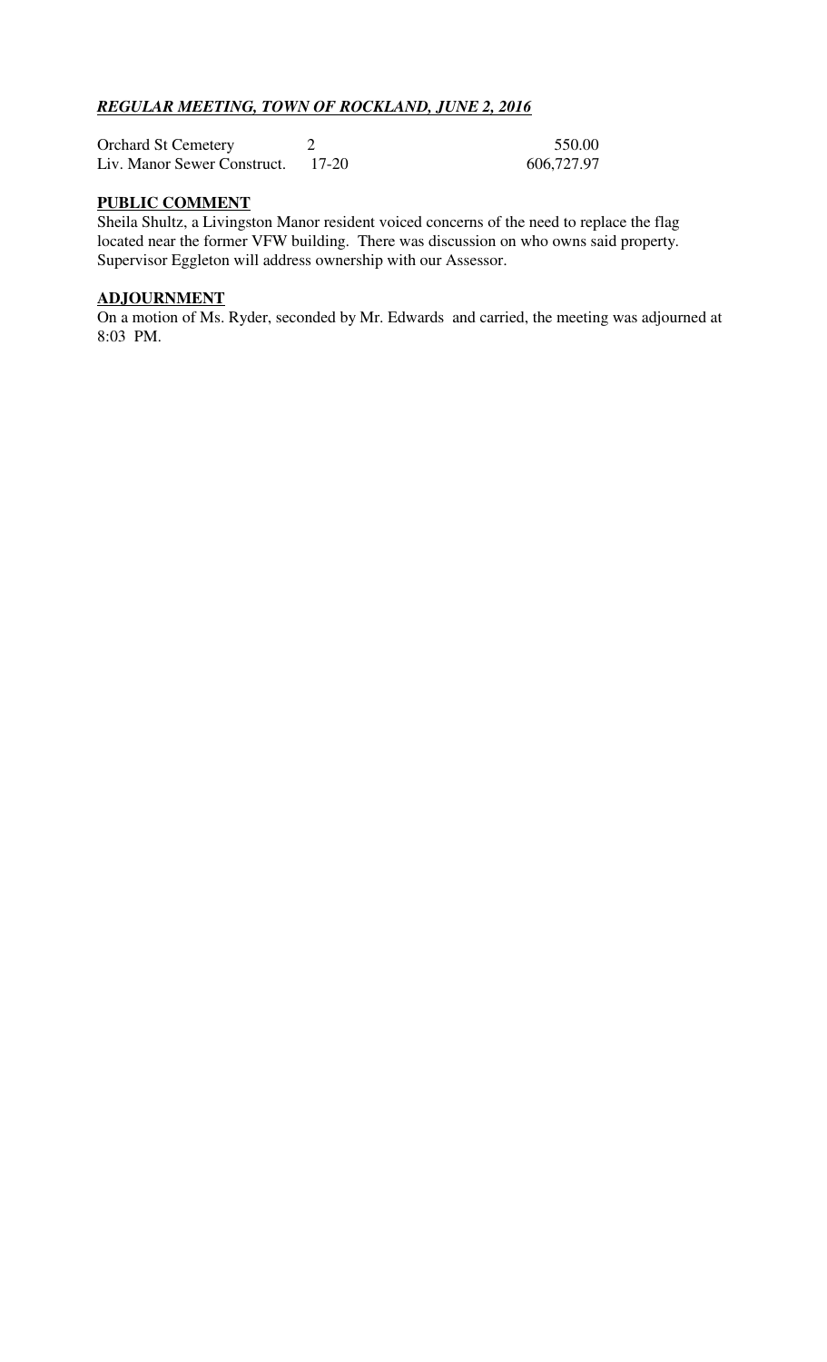***REGULAR MEETING, TOWN OF ROCKLAND, JUNE 2, 2016***

| | | |
|---|---|---|
| Orchard St Cemetery | 2 | 550.00 |
| Liv. Manor Sewer Construct. | 17-20 | 606,727.97 |

**PUBLIC COMMENT**

Sheila Shultz, a Livingston Manor resident voiced concerns of the need to replace the flag located near the former VFW building. There was discussion on who owns said property. Supervisor Eggleton will address ownership with our Assessor.

**ADJOURNMENT**

On a motion of Ms. Ryder, seconded by Mr. Edwards and carried, the meeting was adjourned at 8:03 PM.